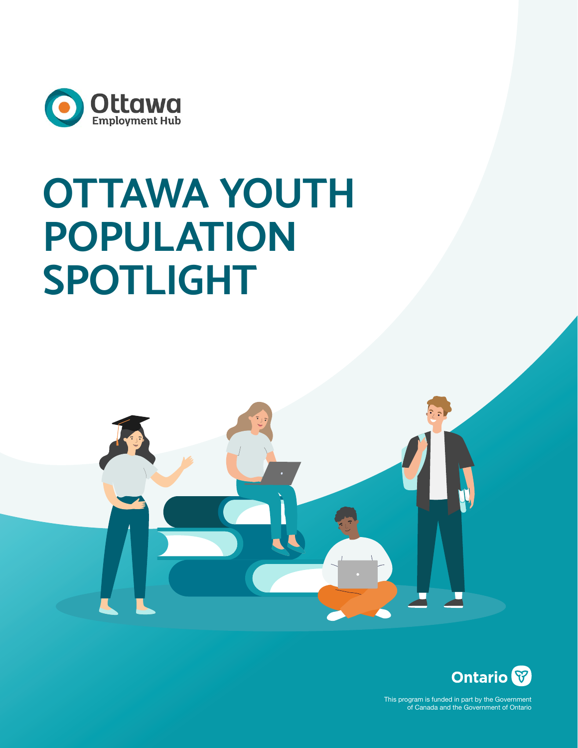Ottawa Employment Hub

# OTTAWA YOUTH POPULATION SPOTLIGHT

Ontario

This program is funded in part by the Government of Canada and the Government of Ontario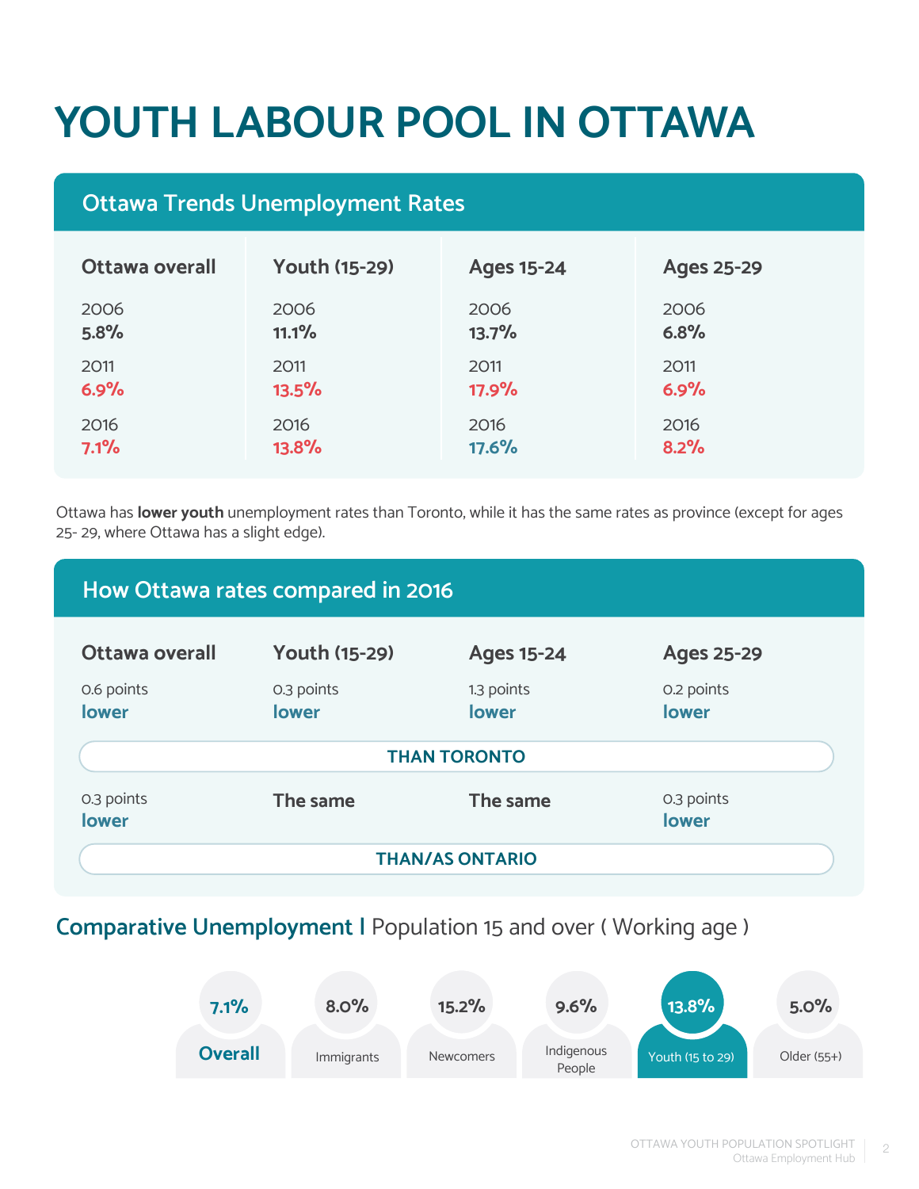# YOUTH LABOUR POOL IN OTTAWA

## Ottawa Trends Unemployment Rates

| | Ottawa overall | Youth (15-29) | Ages 15-24 | Ages 25-29 |
|---|---|---|---|---|
| 2006 | **5.8%** | **11.1%** | **13.7%** | **6.8%** |
| 2011 | **6.9%** | **13.5%** | **17.9%** | **6.9%** |
| 2016 | **7.1%** | **13.8%** | **17.6%** | **8.2%** |

Ottawa has **lower youth** unemployment rates than Toronto, while it has the same rates as province (except for ages 25- 29, where Ottawa has a slight edge).

## How Ottawa rates compared in 2016

| | Ottawa overall | Youth (15-29) | Ages 15-24 | Ages 25-29 |
|---|---|---|---|---|
| THAN TORONTO | 0.6 points **lower** | 0.3 points **lower** | 1.3 points **lower** | 0.2 points **lower** |
| THAN/AS ONTARIO | 0.3 points **lower** | **The same** | **The same** | 0.3 points **lower** |

## Comparative Unemployment | Population 15 and over ( Working age )

| Group | Unemployment rate |
|---|---|
| **Overall** | **7.1%** |
| Immigrants | 8.0% |
| Newcomers | 15.2% |
| Indigenous People | 9.6% |
| Youth (15 to 29) | 13.8% |
| Older (55+) | 5.0% |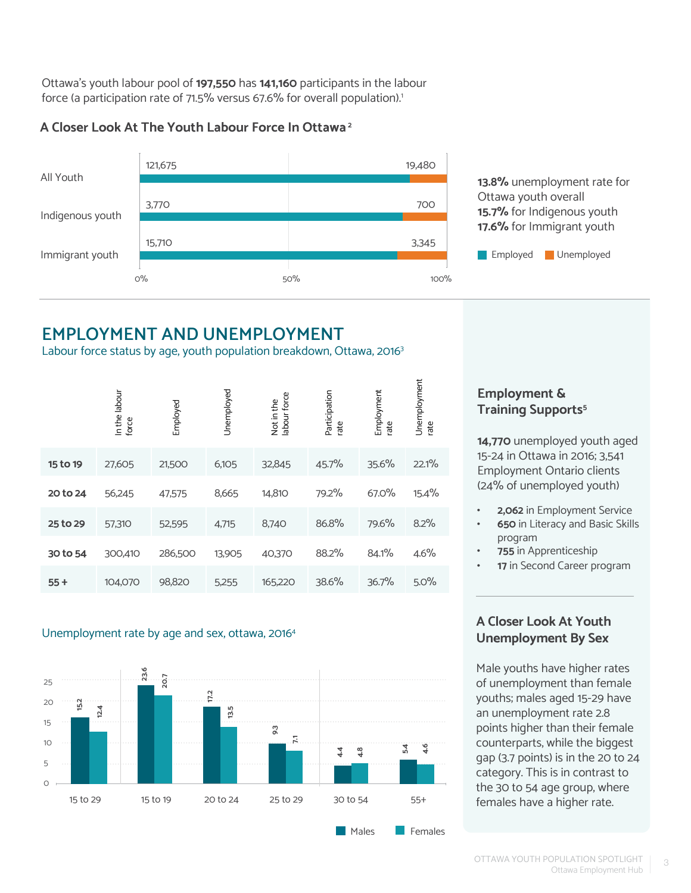Ottawa's youth labour pool of **197,550** has **141,160** participants in the labour force (a participation rate of 71.5% versus 67.6% for overall population).[1]

### A Closer Look At The Youth Labour Force In Ottawa[2]

| | Employed | Unemployed |
|---|---|---|
| All Youth | 121,675 | 19,480 |
| Indigenous youth | 3,770 | 700 |
| Immigrant youth | 15,710 | 3,345 |

**13.8%** unemployment rate for Ottawa youth overall
**15.7%** for Indigenous youth
**17.6%** for Immigrant youth

## EMPLOYMENT AND UNEMPLOYMENT

Labour force status by age, youth population breakdown, Ottawa, 2016[3]

| | In the labour force | Employed | Unemployed | Not in the labour force | Participation rate | Employment rate | Unemployment rate |
|---|---|---|---|---|---|---|---|
| **15 to 19** | 27,605 | 21,500 | 6,105 | 32,845 | 45.7% | 35.6% | 22.1% |
| **20 to 24** | 56,245 | 47,575 | 8,665 | 14,810 | 79.2% | 67.0% | 15.4% |
| **25 to 29** | 57,310 | 52,595 | 4,715 | 8,740 | 86.8% | 79.6% | 8.2% |
| **30 to 54** | 300,410 | 286,500 | 13,905 | 40,370 | 88.2% | 84.1% | 4.6% |
| **55 +** | 104,070 | 98,820 | 5,255 | 165,220 | 38.6% | 36.7% | 5.0% |

Unemployment rate by age and sex, ottawa, 2016[4]

| | Males | Females |
|---|---|---|
| 15 to 29 | 15.2 | 12.4 |
| 15 to 19 | 23.6 | 20.7 |
| 20 to 24 | 17.2 | 13.5 |
| 25 to 29 | 9.3 | 7.1 |
| 30 to 54 | 4.4 | 4.8 |
| 55+ | 5.4 | 4.6 |

### Employment & Training Supports[5]

**14,770** unemployed youth aged 15-24 in Ottawa in 2016; 3,541 Employment Ontario clients (24% of unemployed youth)

- **2,062** in Employment Service
- **650** in Literacy and Basic Skills program
- **755** in Apprenticeship
- **17** in Second Career program

### A Closer Look At Youth Unemployment By Sex

Male youths have higher rates of unemployment than female youths; males aged 15-29 have an unemployment rate 2.8 points higher than their female counterparts, while the biggest gap (3.7 points) is in the 20 to 24 category. This is in contrast to the 30 to 54 age group, where females have a higher rate.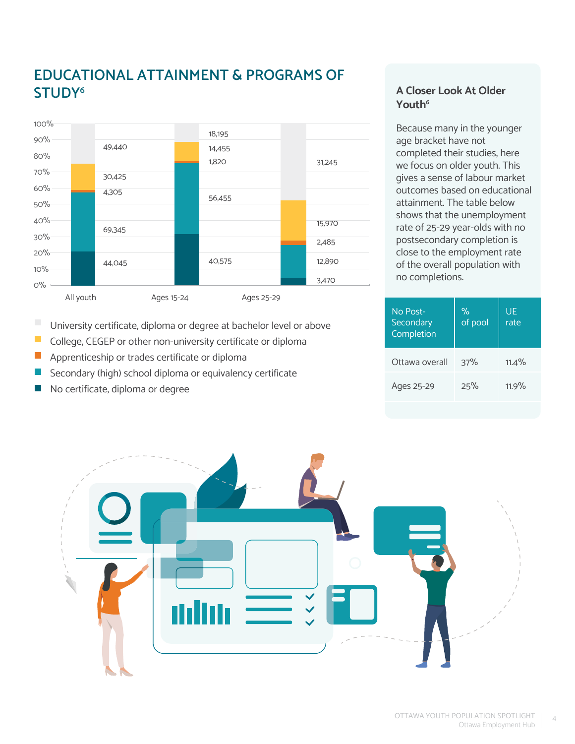## EDUCATIONAL ATTAINMENT & PROGRAMS OF STUDY[6]

| | All youth | Ages 15-24 | Ages 25-29 |
|---|---|---|---|
| University certificate, diploma or degree at bachelor level or above | 49,440 | 18,195 | 31,245 |
| College, CEGEP or other non-university certificate or diploma | 30,425 | 14,455 | 15,970 |
| Apprenticeship or trades certificate or diploma | 4,305 | 1,820 | 2,485 |
| Secondary (high) school diploma or equivalency certificate | 69,345 | 56,455 | 12,890 |
| No certificate, diploma or degree | 44,045 | 40,575 | 3,470 |

### A Closer Look At Older Youth[6]

Because many in the younger age bracket have not completed their studies, here we focus on older youth. This gives a sense of labour market outcomes based on educational attainment. The table below shows that the unemployment rate of 25-29 year-olds with no postsecondary completion is close to the employment rate of the overall population with no completions.

| No Post-Secondary Completion | % of pool | UE rate |
|---|---|---|
| Ottawa overall | 37% | 11.4% |
| Ages 25-29 | 25% | 11.9% |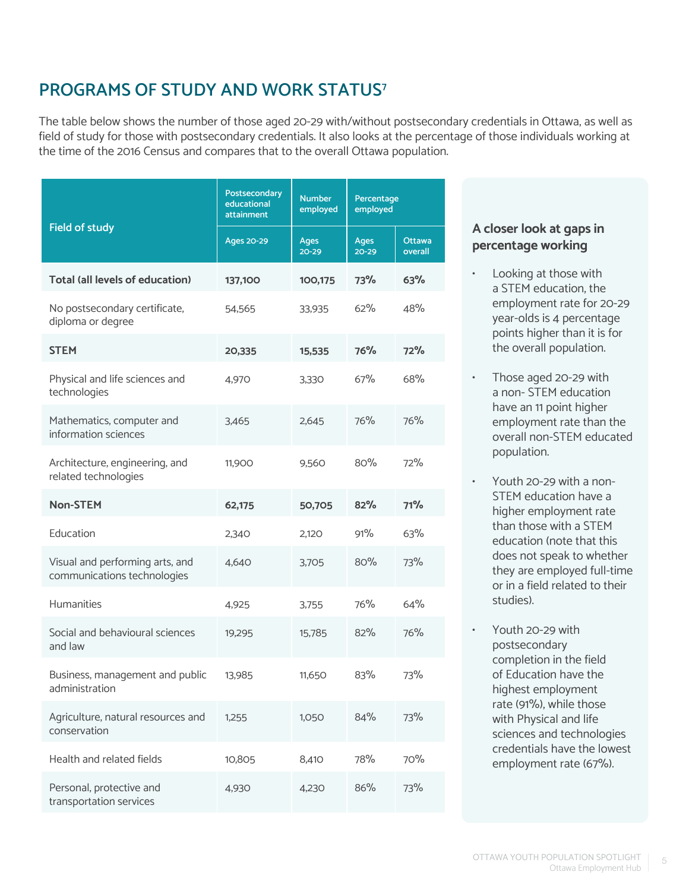## PROGRAMS OF STUDY AND WORK STATUS[7]

The table below shows the number of those aged 20-29 with/without postsecondary credentials in Ottawa, as well as field of study for those with postsecondary credentials. It also looks at the percentage of those individuals working at the time of the 2016 Census and compares that to the overall Ottawa population.

| Field of study | Postsecondary educational attainment | Number employed | Percentage employed | |
|---|---|---|---|---|
| | Ages 20-29 | Ages 20-29 | Ages 20-29 | Ottawa overall |
| **Total (all levels of education)** | **137,100** | **100,175** | **73%** | **63%** |
| No postsecondary certificate, diploma or degree | 54,565 | 33,935 | 62% | 48% |
| **STEM** | **20,335** | **15,535** | **76%** | **72%** |
| Physical and life sciences and technologies | 4,970 | 3,330 | 67% | 68% |
| Mathematics, computer and information sciences | 3,465 | 2,645 | 76% | 76% |
| Architecture, engineering, and related technologies | 11,900 | 9,560 | 80% | 72% |
| **Non-STEM** | **62,175** | **50,705** | **82%** | **71%** |
| Education | 2,340 | 2,120 | 91% | 63% |
| Visual and performing arts, and communications technologies | 4,640 | 3,705 | 80% | 73% |
| Humanities | 4,925 | 3,755 | 76% | 64% |
| Social and behavioural sciences and law | 19,295 | 15,785 | 82% | 76% |
| Business, management and public administration | 13,985 | 11,650 | 83% | 73% |
| Agriculture, natural resources and conservation | 1,255 | 1,050 | 84% | 73% |
| Health and related fields | 10,805 | 8,410 | 78% | 70% |
| Personal, protective and transportation services | 4,930 | 4,230 | 86% | 73% |

### A closer look at gaps in percentage working

- Looking at those with a STEM education, the employment rate for 20-29 year-olds is 4 percentage points higher than it is for the overall population.
- Those aged 20-29 with a non- STEM education have an 11 point higher employment rate than the overall non-STEM educated population.
- Youth 20-29 with a non-STEM education have a higher employment rate than those with a STEM education (note that this does not speak to whether they are employed full-time or in a field related to their studies).
- Youth 20-29 with postsecondary completion in the field of Education have the highest employment rate (91%), while those with Physical and life sciences and technologies credentials have the lowest employment rate (67%).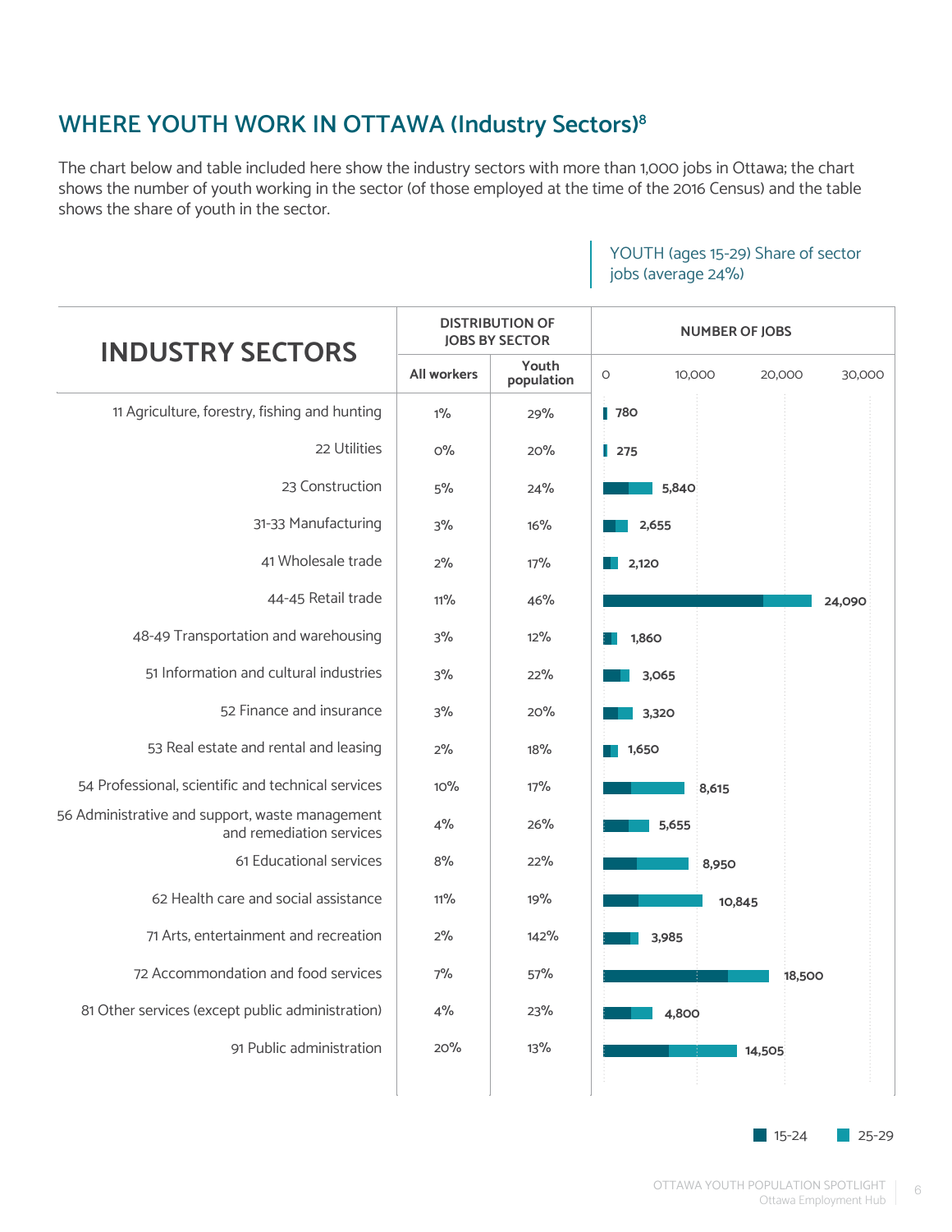## WHERE YOUTH WORK IN OTTAWA (Industry Sectors)[8]

The chart below and table included here show the industry sectors with more than 1,000 jobs in Ottawa; the chart shows the number of youth working in the sector (of those employed at the time of the 2016 Census) and the table shows the share of youth in the sector.

YOUTH (ages 15-29) Share of sector jobs (average 24%)

| INDUSTRY SECTORS | DISTRIBUTION OF JOBS BY SECTOR | | NUMBER OF JOBS |
|---|---|---|---|
| | All workers | Youth population | |
| 11 Agriculture, forestry, fishing and hunting | 1% | 29% | 780 |
| 22 Utilities | 0% | 20% | 275 |
| 23 Construction | 5% | 24% | 5,840 |
| 31-33 Manufacturing | 3% | 16% | 2,655 |
| 41 Wholesale trade | 2% | 17% | 2,120 |
| 44-45 Retail trade | 11% | 46% | 24,090 |
| 48-49 Transportation and warehousing | 3% | 12% | 1,860 |
| 51 Information and cultural industries | 3% | 22% | 3,065 |
| 52 Finance and insurance | 3% | 20% | 3,320 |
| 53 Real estate and rental and leasing | 2% | 18% | 1,650 |
| 54 Professional, scientific and technical services | 10% | 17% | 8,615 |
| 56 Administrative and support, waste management and remediation services | 4% | 26% | 5,655 |
| 61 Educational services | 8% | 22% | 8,950 |
| 62 Health care and social assistance | 11% | 19% | 10,845 |
| 71 Arts, entertainment and recreation | 2% | 142% | 3,985 |
| 72 Accommondation and food services | 7% | 57% | 18,500 |
| 81 Other services (except public administration) | 4% | 23% | 4,800 |
| 91 Public administration | 20% | 13% | 14,505 |

Legend: 15-24, 25-29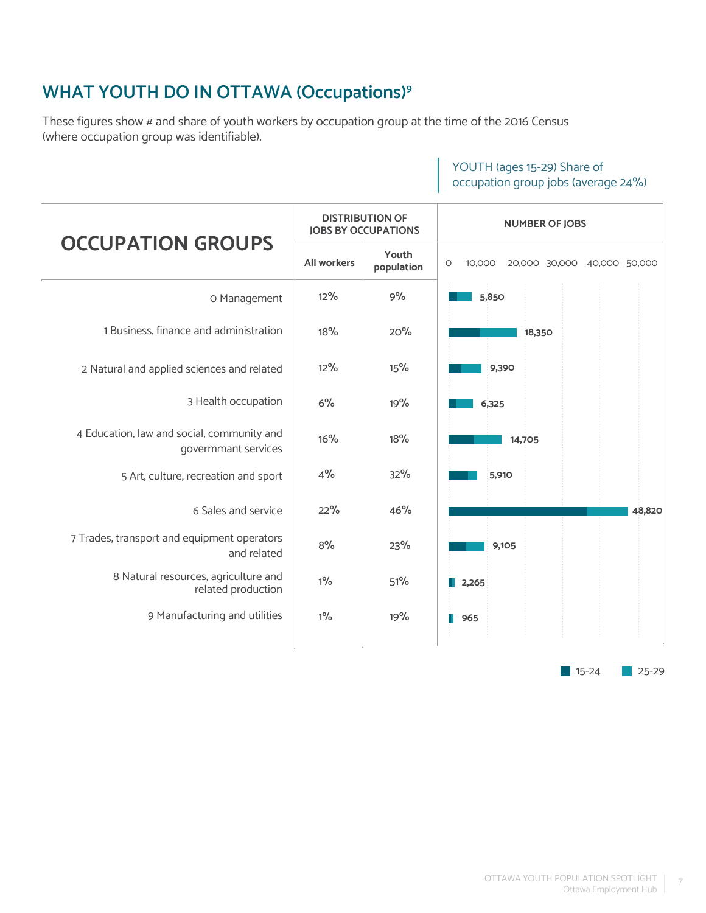## WHAT YOUTH DO IN OTTAWA (Occupations)[9]

These figures show # and share of youth workers by occupation group at the time of the 2016 Census (where occupation group was identifiable).

YOUTH (ages 15-29) Share of occupation group jobs (average 24%)

| OCCUPATION GROUPS | DISTRIBUTION OF JOBS BY OCCUPATIONS | | NUMBER OF JOBS |
|---|---|---|---|
| | All workers | Youth population | |
| 0 Management | 12% | 9% | 5,850 |
| 1 Business, finance and administration | 18% | 20% | 18,350 |
| 2 Natural and applied sciences and related | 12% | 15% | 9,390 |
| 3 Health occupation | 6% | 19% | 6,325 |
| 4 Education, law and social, community and govermmant services | 16% | 18% | 14,705 |
| 5 Art, culture, recreation and sport | 4% | 32% | 5,910 |
| 6 Sales and service | 22% | 46% | 48,820 |
| 7 Trades, transport and equipment operators and related | 8% | 23% | 9,105 |
| 8 Natural resources, agriculture and related production | 1% | 51% | 2,265 |
| 9 Manufacturing and utilities | 1% | 19% | 965 |

Legend: 15-24, 25-29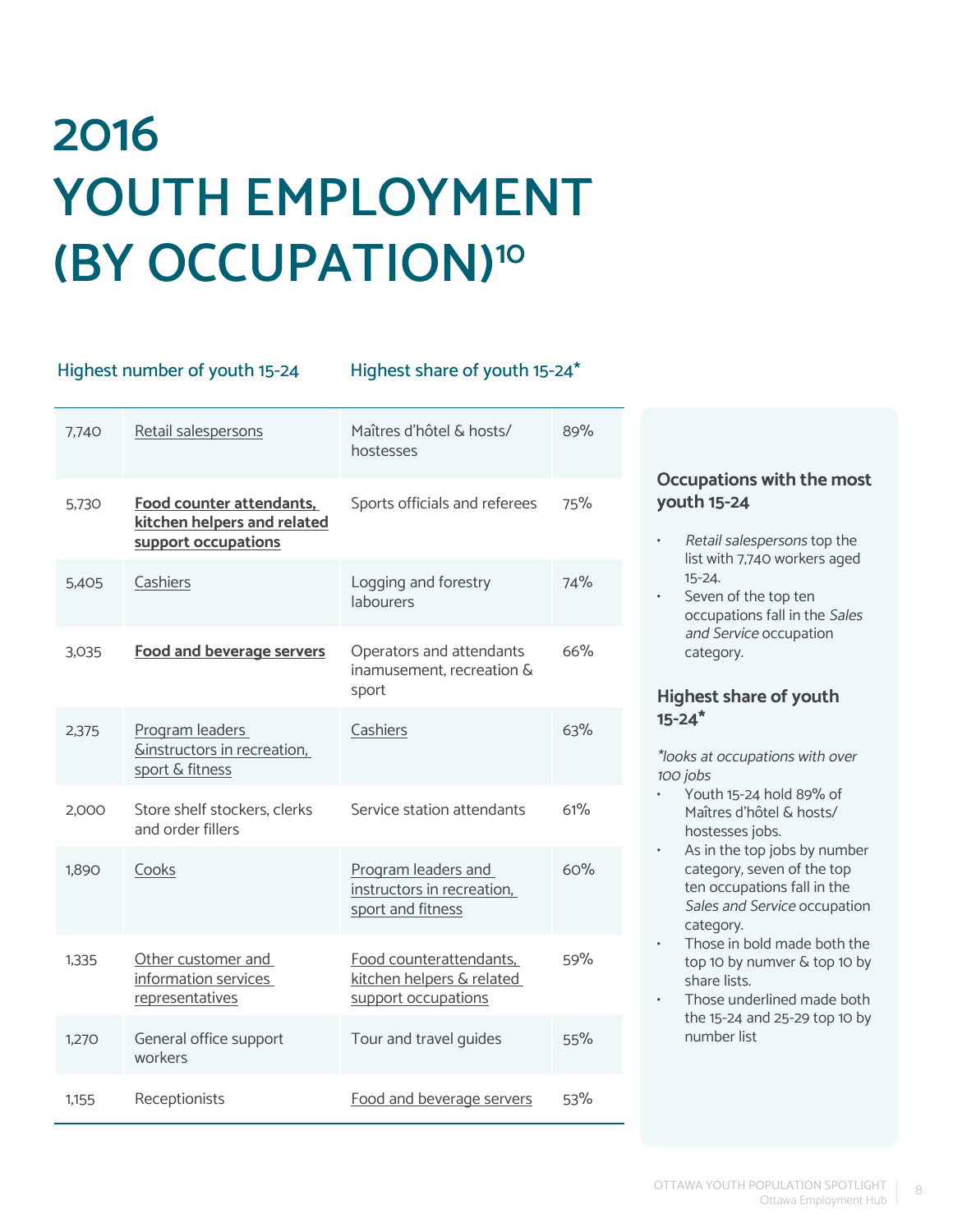# 2016 YOUTH EMPLOYMENT (BY OCCUPATION)[10]

| Highest number of youth 15-24 | | Highest share of youth 15-24* | |
|---|---|---|---|
| 7,740 | Retail salespersons | Maîtres d'hôtel & hosts/ hostesses | 89% |
| 5,730 | **Food counter attendants, kitchen helpers and related support occupations** | Sports officials and referees | 75% |
| 5,405 | Cashiers | Logging and forestry labourers | 74% |
| 3,035 | **Food and beverage servers** | Operators and attendants inamusement, recreation & sport | 66% |
| 2,375 | Program leaders &instructors in recreation, sport & fitness | Cashiers | 63% |
| 2,000 | Store shelf stockers, clerks and order fillers | Service station attendants | 61% |
| 1,890 | Cooks | Program leaders and instructors in recreation, sport and fitness | 60% |
| 1,335 | Other customer and information services representatives | Food counterattendants, kitchen helpers & related support occupations | 59% |
| 1,270 | General office support workers | Tour and travel guides | 55% |
| 1,155 | Receptionists | Food and beverage servers | 53% |

### Occupations with the most youth 15-24

- *Retail salespersons* top the list with 7,740 workers aged 15-24.
- Seven of the top ten occupations fall in the *Sales and Service* occupation category.

### Highest share of youth 15-24*

*\*looks at occupations with over 100 jobs*

- Youth 15-24 hold 89% of Maîtres d'hôtel & hosts/ hostesses jobs.
- As in the top jobs by number category, seven of the top ten occupations fall in the *Sales and Service* occupation category.
- Those in bold made both the top 10 by numver & top 10 by share lists.
- Those underlined made both the 15-24 and 25-29 top 10 by number list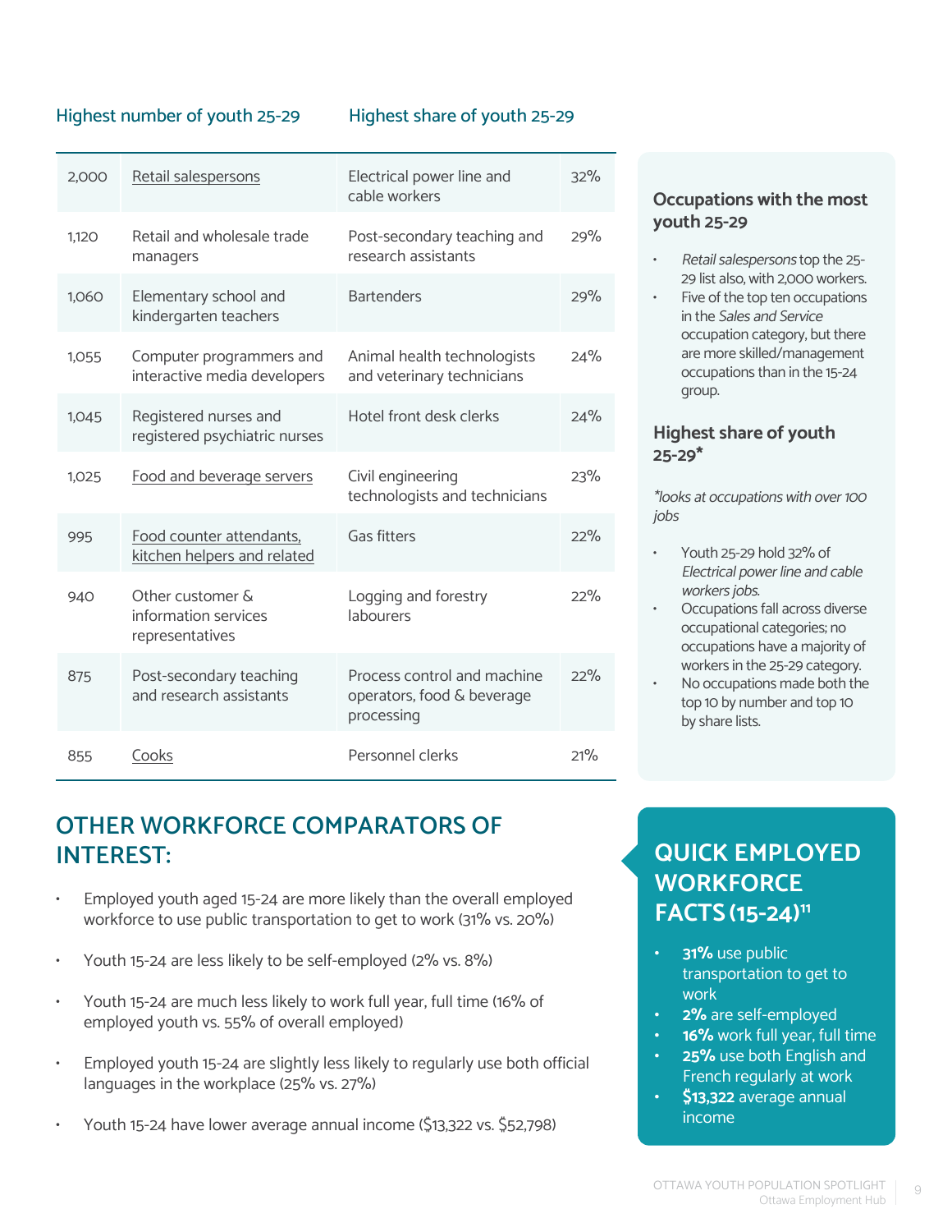| Highest number of youth 25-29 | | Highest share of youth 25-29 | |
|---|---|---|---|
| 2,000 | Retail salespersons | Electrical power line and cable workers | 32% |
| 1,120 | Retail and wholesale trade managers | Post-secondary teaching and research assistants | 29% |
| 1,060 | Elementary school and kindergarten teachers | Bartenders | 29% |
| 1,055 | Computer programmers and interactive media developers | Animal health technologists and veterinary technicians | 24% |
| 1,045 | Registered nurses and registered psychiatric nurses | Hotel front desk clerks | 24% |
| 1,025 | Food and beverage servers | Civil engineering technologists and technicians | 23% |
| 995 | Food counter attendants, kitchen helpers and related | Gas fitters | 22% |
| 940 | Other customer & information services representatives | Logging and forestry labourers | 22% |
| 875 | Post-secondary teaching and research assistants | Process control and machine operators, food & beverage processing | 22% |
| 855 | Cooks | Personnel clerks | 21% |

### Occupations with the most youth 25-29

- *Retail salespersons* top the 25-29 list also, with 2,000 workers.
- Five of the top ten occupations in the *Sales and Service* occupation category, but there are more skilled/management occupations than in the 15-24 group.

### Highest share of youth 25-29*

*\*looks at occupations with over 100 jobs*

- Youth 25-29 hold 32% of *Electrical power line and cable workers jobs.*
- Occupations fall across diverse occupational categories; no occupations have a majority of workers in the 25-29 category.
- No occupations made both the top 10 by number and top 10 by share lists.

## OTHER WORKFORCE COMPARATORS OF INTEREST:

- Employed youth aged 15-24 are more likely than the overall employed workforce to use public transportation to get to work (31% vs. 20%)
- Youth 15-24 are less likely to be self-employed (2% vs. 8%)
- Youth 15-24 are much less likely to work full year, full time (16% of employed youth vs. 55% of overall employed)
- Employed youth 15-24 are slightly less likely to regularly use both official languages in the workplace (25% vs. 27%)
- Youth 15-24 have lower average annual income ($13,322 vs. $52,798)

## QUICK EMPLOYED WORKFORCE FACTS (15-24)[11]

- **31%** use public transportation to get to work
- **2%** are self-employed
- **16%** work full year, full time
- **25%** use both English and French regularly at work
- **$13,322** average annual income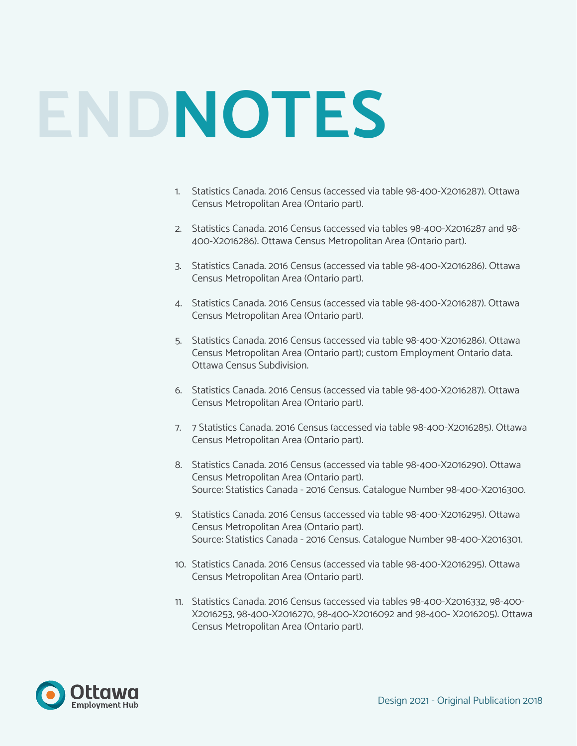# ENDNOTES

1. Statistics Canada. 2016 Census (accessed via table 98-400-X2016287). Ottawa Census Metropolitan Area (Ontario part).

2. Statistics Canada. 2016 Census (accessed via tables 98-400-X2016287 and 98-400-X2016286). Ottawa Census Metropolitan Area (Ontario part).

3. Statistics Canada. 2016 Census (accessed via table 98-400-X2016286). Ottawa Census Metropolitan Area (Ontario part).

4. Statistics Canada. 2016 Census (accessed via table 98-400-X2016287). Ottawa Census Metropolitan Area (Ontario part).

5. Statistics Canada. 2016 Census (accessed via table 98-400-X2016286). Ottawa Census Metropolitan Area (Ontario part); custom Employment Ontario data. Ottawa Census Subdivision.

6. Statistics Canada. 2016 Census (accessed via table 98-400-X2016287). Ottawa Census Metropolitan Area (Ontario part).

7. 7 Statistics Canada. 2016 Census (accessed via table 98-400-X2016285). Ottawa Census Metropolitan Area (Ontario part).

8. Statistics Canada. 2016 Census (accessed via table 98-400-X2016290). Ottawa Census Metropolitan Area (Ontario part).
   Source: Statistics Canada - 2016 Census. Catalogue Number 98-400-X2016300.

9. Statistics Canada. 2016 Census (accessed via table 98-400-X2016295). Ottawa Census Metropolitan Area (Ontario part).
   Source: Statistics Canada - 2016 Census. Catalogue Number 98-400-X2016301.

10. Statistics Canada. 2016 Census (accessed via table 98-400-X2016295). Ottawa Census Metropolitan Area (Ontario part).

11. Statistics Canada. 2016 Census (accessed via tables 98-400-X2016332, 98-400-X2016253, 98-400-X2016270, 98-400-X2016092 and 98-400- X2016205). Ottawa Census Metropolitan Area (Ontario part).

Ottawa Employment Hub

Design 2021 - Original Publication 2018